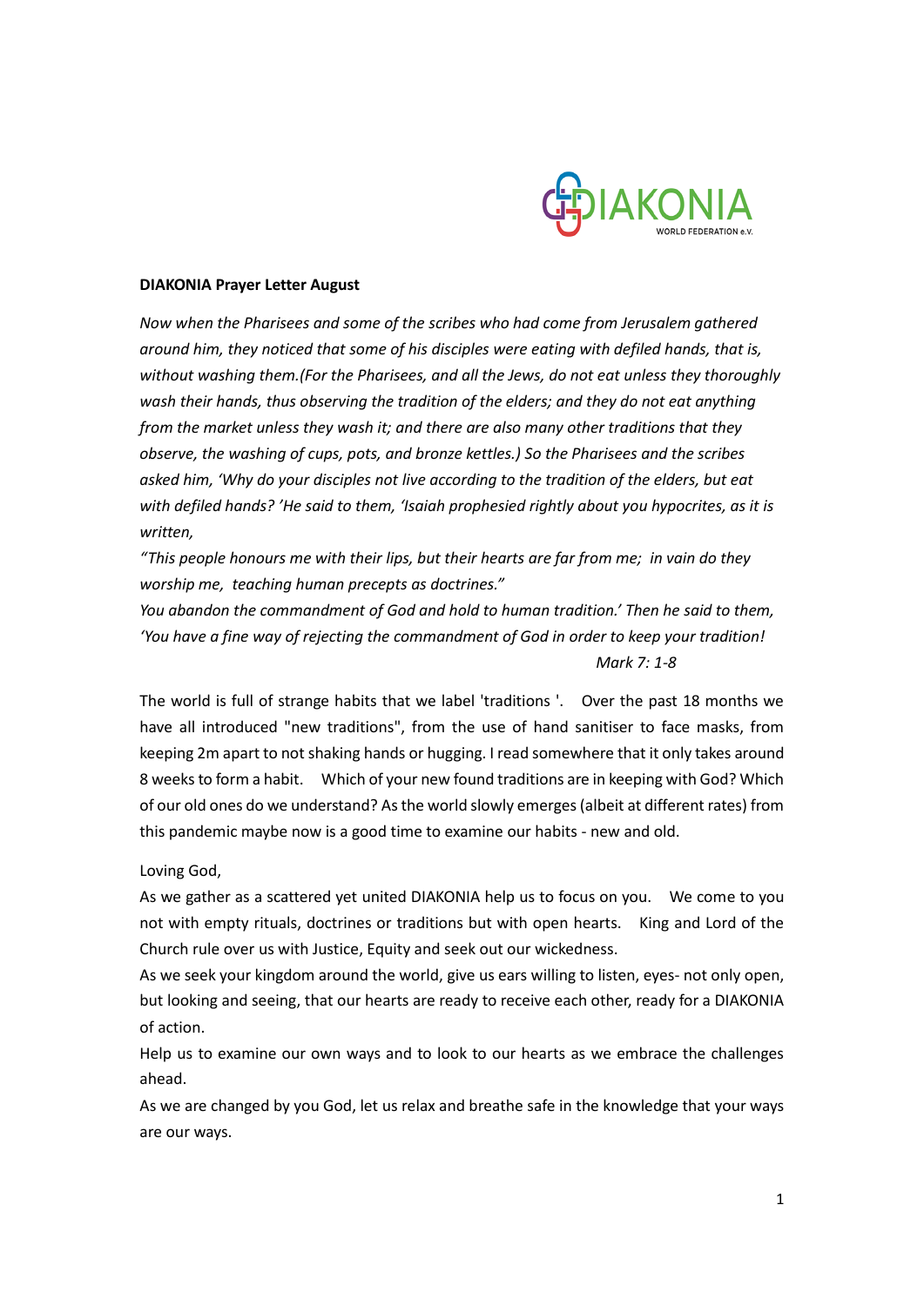**DIAKONIA Prayer Letter August**

*Now when the Pharisees and some of the scribes who had come from Jerusalem gathered around him, they noticed that some of his disciples were eating with defiled hands, that is, without washing them.(For the Pharisees, and all the Jews, do not eat unless they thoroughly wash their hands, thus observing the tradition of the elders; and they do not eat anything from the market unless they wash it; and there are also many other traditions that they observe, the washing of cups, pots, and bronze kettles.) So the Pharisees and the scribes asked him, 'Why do your disciples not live according to the tradition of the elders, but eat with defiled hands? 'He said to them, 'Isaiah prophesied rightly about you hypocrites, as it is written,*

*"This people honours me with their lips, but their hearts are far from me; in vain do they worship me, teaching human precepts as doctrines."*

*You abandon the commandment of God and hold to human tradition.' Then he said to them, 'You have a fine way of rejecting the commandment of God in order to keep your tradition!*

*Mark 7: 1-8*

The world is full of strange habits that we label 'traditions '. Over the past 18 months we have all introduced "new traditions", from the use of hand sanitiser to face masks, from keeping 2m apart to not shaking hands or hugging. I read somewhere that it only takes around 8 weeks to form a habit. Which of your new found traditions are in keeping with God? Which of our old ones do we understand? As the world slowly emerges (albeit at different rates) from this pandemic maybe now is a good time to examine our habits - new and old.

Loving God,

As we gather as a scattered yet united DIAKONIA help us to focus on you. We come to you not with empty rituals, doctrines or traditions but with open hearts. King and Lord of the Church rule over us with Justice, Equity and seek out our wickedness.

As we seek your kingdom around the world, give us ears willing to listen, eyes- not only open, but looking and seeing, that our hearts are ready to receive each other, ready for a DIAKONIA of action.

Help us to examine our own ways and to look to our hearts as we embrace the challenges ahead.

As we are changed by you God, let us relax and breathe safe in the knowledge that your ways are our ways.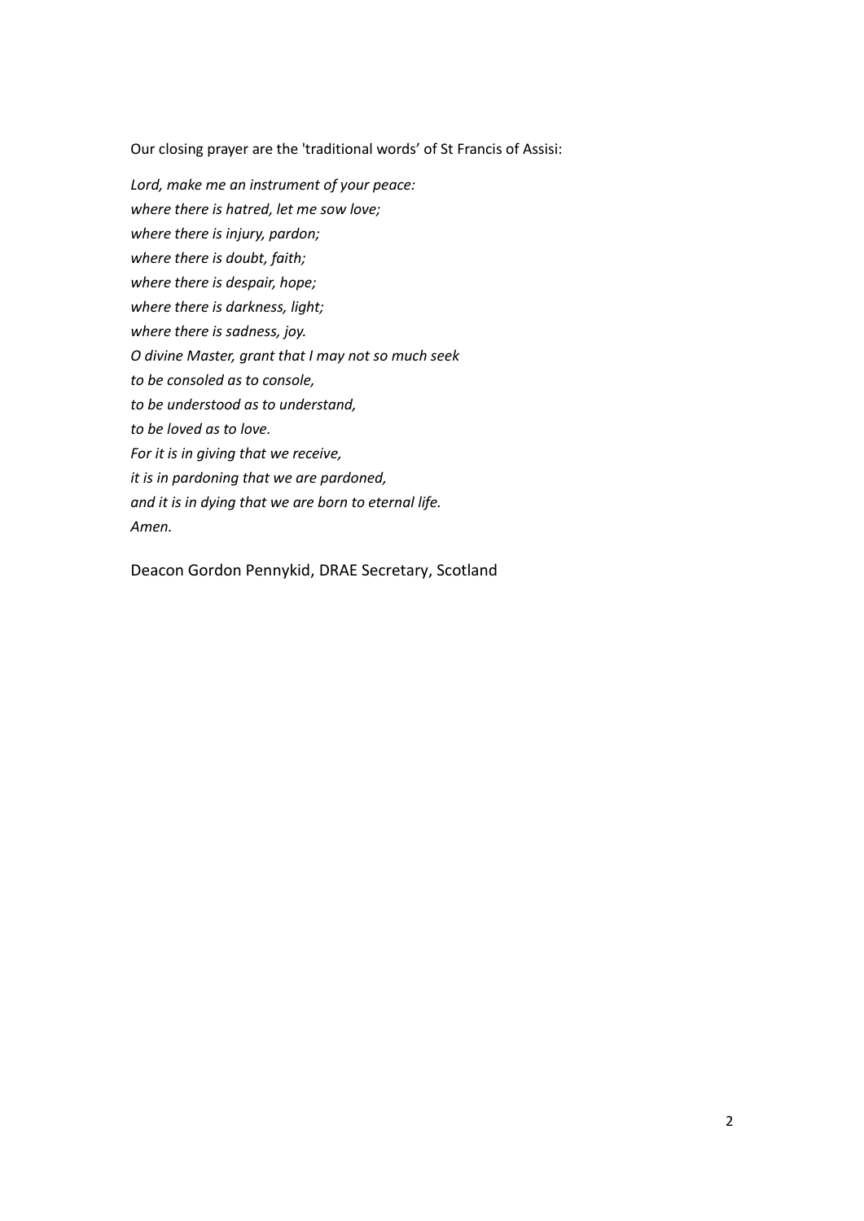Our closing prayer are the 'traditional words' of St Francis of Assisi:

*Lord, make me an instrument of your peace:*
*where there is hatred, let me sow love;*
*where there is injury, pardon;*
*where there is doubt, faith;*
*where there is despair, hope;*
*where there is darkness, light;*
*where there is sadness, joy.*
*O divine Master, grant that I may not so much seek*
*to be consoled as to console,*
*to be understood as to understand,*
*to be loved as to love.*
*For it is in giving that we receive,*
*it is in pardoning that we are pardoned,*
*and it is in dying that we are born to eternal life.*
*Amen.*

Deacon Gordon Pennykid, DRAE Secretary, Scotland